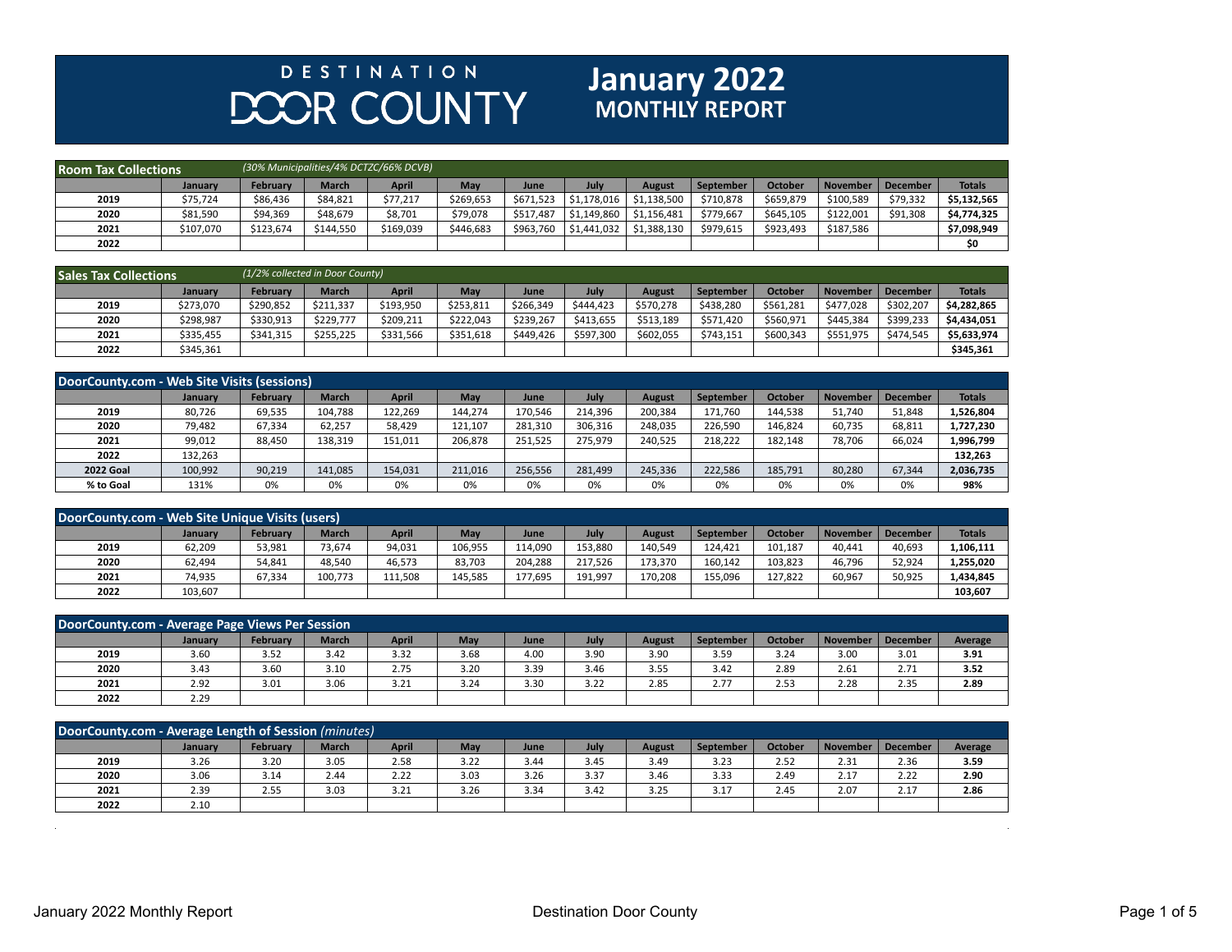# DESTINATION DOOR COUNTY

# January 2022 MONTHLY REPORT

| Room Tax Collections | *(30% Municipalities/4% DCTZC/66% DCVB)* | | | | | | | | | | | |
|---|---|---|---|---|---|---|---|---|---|---|---|---|
| | **January** | **February** | **March** | **April** | **May** | **June** | **July** | **August** | **September** | **October** | **November** | **December** | **Totals** |
| **2019** | $75,724 | $86,436 | $84,821 | $77,217 | $269,653 | $671,523 | $1,178,016 | $1,138,500 | $710,878 | $659,879 | $100,589 | $79,332 | **$5,132,565** |
| **2020** | $81,590 | $94,369 | $48,679 | $8,701 | $79,078 | $517,487 | $1,149,860 | $1,156,481 | $779,667 | $645,105 | $122,001 | $91,308 | **$4,774,325** |
| **2021** | $107,070 | $123,674 | $144,550 | $169,039 | $446,683 | $963,760 | $1,441,032 | $1,388,130 | $979,615 | $923,493 | $187,586 | | **$7,098,949** |
| **2022** | | | | | | | | | | | | | **$0** |

| Sales Tax Collections | *(1/2% collected in Door County)* | | | | | | | | | | | | |
|---|---|---|---|---|---|---|---|---|---|---|---|---|---|
| | **January** | **February** | **March** | **April** | **May** | **June** | **July** | **August** | **September** | **October** | **November** | **December** | **Totals** |
| **2019** | $273,070 | $290,852 | $211,337 | $193,950 | $253,811 | $266,349 | $444,423 | $570,278 | $438,280 | $561,281 | $477,028 | $302,207 | **$4,282,865** |
| **2020** | $298,987 | $330,913 | $229,777 | $209,211 | $222,043 | $239,267 | $413,655 | $513,189 | $571,420 | $560,971 | $445,384 | $399,233 | **$4,434,051** |
| **2021** | $335,455 | $341,315 | $255,225 | $331,566 | $351,618 | $449,426 | $597,300 | $602,055 | $743,151 | $600,343 | $551,975 | $474,545 | **$5,633,974** |
| **2022** | $345,361 | | | | | | | | | | | | **$345,361** |

| DoorCounty.com - Web Site Visits (sessions) | | | | | | | | | | | | | |
|---|---|---|---|---|---|---|---|---|---|---|---|---|---|
| | **January** | **February** | **March** | **April** | **May** | **June** | **July** | **August** | **September** | **October** | **November** | **December** | **Totals** |
| **2019** | 80,726 | 69,535 | 104,788 | 122,269 | 144,274 | 170,546 | 214,396 | 200,384 | 171,760 | 144,538 | 51,740 | 51,848 | **1,526,804** |
| **2020** | 79,482 | 67,334 | 62,257 | 58,429 | 121,107 | 281,310 | 306,316 | 248,035 | 226,590 | 146,824 | 60,735 | 68,811 | **1,727,230** |
| **2021** | 99,012 | 88,450 | 138,319 | 151,011 | 206,878 | 251,525 | 275,979 | 240,525 | 218,222 | 182,148 | 78,706 | 66,024 | **1,996,799** |
| **2022** | 132,263 | | | | | | | | | | | | **132,263** |
| **2022 Goal** | 100,992 | 90,219 | 141,085 | 154,031 | 211,016 | 256,556 | 281,499 | 245,336 | 222,586 | 185,791 | 80,280 | 67,344 | **2,036,735** |
| **% to Goal** | 131% | 0% | 0% | 0% | 0% | 0% | 0% | 0% | 0% | 0% | 0% | 0% | **98%** |

| DoorCounty.com - Web Site Unique Visits (users) | | | | | | | | | | | | | |
|---|---|---|---|---|---|---|---|---|---|---|---|---|---|
| | **January** | **February** | **March** | **April** | **May** | **June** | **July** | **August** | **September** | **October** | **November** | **December** | **Totals** |
| **2019** | 62,209 | 53,981 | 73,674 | 94,031 | 106,955 | 114,090 | 153,880 | 140,549 | 124,421 | 101,187 | 40,441 | 40,693 | **1,106,111** |
| **2020** | 62,494 | 54,841 | 48,540 | 46,573 | 83,703 | 204,288 | 217,526 | 173,370 | 160,142 | 103,823 | 46,796 | 52,924 | **1,255,020** |
| **2021** | 74,935 | 67,334 | 100,773 | 111,508 | 145,585 | 177,695 | 191,997 | 170,208 | 155,096 | 127,822 | 60,967 | 50,925 | **1,434,845** |
| **2022** | 103,607 | | | | | | | | | | | | **103,607** |

| DoorCounty.com - Average Page Views Per Session | | | | | | | | | | | | | |
|---|---|---|---|---|---|---|---|---|---|---|---|---|---|
| | **January** | **February** | **March** | **April** | **May** | **June** | **July** | **August** | **September** | **October** | **November** | **December** | **Average** |
| **2019** | 3.60 | 3.52 | 3.42 | 3.32 | 3.68 | 4.00 | 3.90 | 3.90 | 3.59 | 3.24 | 3.00 | 3.01 | **3.91** |
| **2020** | 3.43 | 3.60 | 3.10 | 2.75 | 3.20 | 3.39 | 3.46 | 3.55 | 3.42 | 2.89 | 2.61 | 2.71 | **3.52** |
| **2021** | 2.92 | 3.01 | 3.06 | 3.21 | 3.24 | 3.30 | 3.22 | 2.85 | 2.77 | 2.53 | 2.28 | 2.35 | **2.89** |
| **2022** | 2.29 | | | | | | | | | | | | |

| DoorCounty.com - Average Length of Session *(minutes)* | | | | | | | | | | | | | |
|---|---|---|---|---|---|---|---|---|---|---|---|---|---|
| | **January** | **February** | **March** | **April** | **May** | **June** | **July** | **August** | **September** | **October** | **November** | **December** | **Average** |
| **2019** | 3.26 | 3.20 | 3.05 | 2.58 | 3.22 | 3.44 | 3.45 | 3.49 | 3.23 | 2.52 | 2.31 | 2.36 | **3.59** |
| **2020** | 3.06 | 3.14 | 2.44 | 2.22 | 3.03 | 3.26 | 3.37 | 3.46 | 3.33 | 2.49 | 2.17 | 2.22 | **2.90** |
| **2021** | 2.39 | 2.55 | 3.03 | 3.21 | 3.26 | 3.34 | 3.42 | 3.25 | 3.17 | 2.45 | 2.07 | 2.17 | **2.86** |
| **2022** | 2.10 | | | | | | | | | | | | |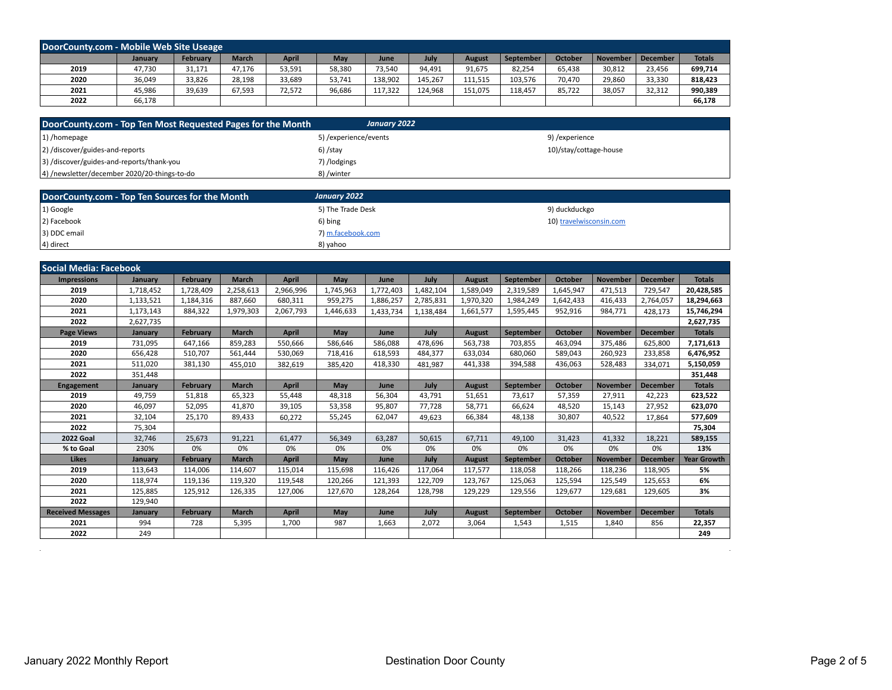## DoorCounty.com - Mobile Web Site Useage

| | January | February | March | April | May | June | July | August | September | October | November | December | Totals |
|---|---|---|---|---|---|---|---|---|---|---|---|---|---|
| 2019 | 47,730 | 31,171 | 47,176 | 53,591 | 58,380 | 73,540 | 94,491 | 91,675 | 82,254 | 65,438 | 30,812 | 23,456 | **699,714** |
| 2020 | 36,049 | 33,826 | 28,198 | 33,689 | 53,741 | 138,902 | 145,267 | 111,515 | 103,576 | 70,470 | 29,860 | 33,330 | **818,423** |
| 2021 | 45,986 | 39,639 | 67,593 | 72,572 | 96,686 | 117,322 | 124,968 | 151,075 | 118,457 | 85,722 | 38,057 | 32,312 | **990,389** |
| 2022 | 66,178 | | | | | | | | | | | | **66,178** |

## DoorCounty.com - Top Ten Most Requested Pages for the Month — *January 2022*

| | | |
|---|---|---|
| 1) /homepage | 5) /experience/events | 9) /experience |
| 2) /discover/guides-and-reports | 6) /stay | 10)/stay/cottage-house |
| 3) /discover/guides-and-reports/thank-you | 7) /lodgings | |
| 4) /newsletter/december 2020/20-things-to-do | 8) /winter | |

## DoorCounty.com - Top Ten Sources for the Month — *January 2022*

| | | |
|---|---|---|
| 1) Google | 5) The Trade Desk | 9) duckduckgo |
| 2) Facebook | 6) bing | 10) travelwisconsin.com |
| 3) DDC email | 7) m.facebook.com | |
| 4) direct | 8) yahoo | |

## Social Media: Facebook

| Impressions | January | February | March | April | May | June | July | August | September | October | November | December | Totals |
|---|---|---|---|---|---|---|---|---|---|---|---|---|---|
| 2019 | 1,718,452 | 1,728,409 | 2,258,613 | 2,966,996 | 1,745,963 | 1,772,403 | 1,482,104 | 1,589,049 | 2,319,589 | 1,645,947 | 471,513 | 729,547 | **20,428,585** |
| 2020 | 1,133,521 | 1,184,316 | 887,660 | 680,311 | 959,275 | 1,886,257 | 2,785,831 | 1,970,320 | 1,984,249 | 1,642,433 | 416,433 | 2,764,057 | **18,294,663** |
| 2021 | 1,173,143 | 884,322 | 1,979,303 | 2,067,793 | 1,446,633 | 1,433,734 | 1,138,484 | 1,661,577 | 1,595,445 | 952,916 | 984,771 | 428,173 | **15,746,294** |
| 2022 | 2,627,735 | | | | | | | | | | | | **2,627,735** |
| **Page Views** | **January** | **February** | **March** | **April** | **May** | **June** | **July** | **August** | **September** | **October** | **November** | **December** | **Totals** |
| 2019 | 731,095 | 647,166 | 859,283 | 550,666 | 586,646 | 586,088 | 478,696 | 563,738 | 703,855 | 463,094 | 375,486 | 625,800 | **7,171,613** |
| 2020 | 656,428 | 510,707 | 561,444 | 530,069 | 718,416 | 618,593 | 484,377 | 633,034 | 680,060 | 589,043 | 260,923 | 233,858 | **6,476,952** |
| 2021 | 511,020 | 381,130 | 455,010 | 382,619 | 385,420 | 418,330 | 481,987 | 441,338 | 394,588 | 436,063 | 528,483 | 334,071 | **5,150,059** |
| 2022 | 351,448 | | | | | | | | | | | | **351,448** |
| **Engagement** | **January** | **February** | **March** | **April** | **May** | **June** | **July** | **August** | **September** | **October** | **November** | **December** | **Totals** |
| 2019 | 49,759 | 51,818 | 65,323 | 55,448 | 48,318 | 56,304 | 43,791 | 51,651 | 73,617 | 57,359 | 27,911 | 42,223 | **623,522** |
| 2020 | 46,097 | 52,095 | 41,870 | 39,105 | 53,358 | 95,807 | 77,728 | 58,771 | 66,624 | 48,520 | 15,143 | 27,952 | **623,070** |
| 2021 | 32,104 | 25,170 | 89,433 | 60,272 | 55,245 | 62,047 | 49,623 | 66,384 | 48,138 | 30,807 | 40,522 | 17,864 | **577,609** |
| 2022 | 75,304 | | | | | | | | | | | | **75,304** |
| **2022 Goal** | 32,746 | 25,673 | 91,221 | 61,477 | 56,349 | 63,287 | 50,615 | 67,711 | 49,100 | 31,423 | 41,332 | 18,221 | **589,155** |
| **% to Goal** | 230% | 0% | 0% | 0% | 0% | 0% | 0% | 0% | 0% | 0% | 0% | 0% | **13%** |
| **Likes** | **January** | **February** | **March** | **April** | **May** | **June** | **July** | **August** | **September** | **October** | **November** | **December** | **Year Growth** |
| 2019 | 113,643 | 114,006 | 114,607 | 115,014 | 115,698 | 116,426 | 117,064 | 117,577 | 118,058 | 118,266 | 118,236 | 118,905 | **5%** |
| 2020 | 118,974 | 119,136 | 119,320 | 119,548 | 120,266 | 121,393 | 122,709 | 123,767 | 125,063 | 125,594 | 125,549 | 125,653 | **6%** |
| 2021 | 125,885 | 125,912 | 126,335 | 127,006 | 127,670 | 128,264 | 128,798 | 129,229 | 129,556 | 129,677 | 129,681 | 129,605 | **3%** |
| 2022 | 129,940 | | | | | | | | | | | | |
| **Received Messages** | **January** | **February** | **March** | **April** | **May** | **June** | **July** | **August** | **September** | **October** | **November** | **December** | **Totals** |
| 2021 | 994 | 728 | 5,395 | 1,700 | 987 | 1,663 | 2,072 | 3,064 | 1,543 | 1,515 | 1,840 | 856 | **22,357** |
| 2022 | 249 | | | | | | | | | | | | **249** |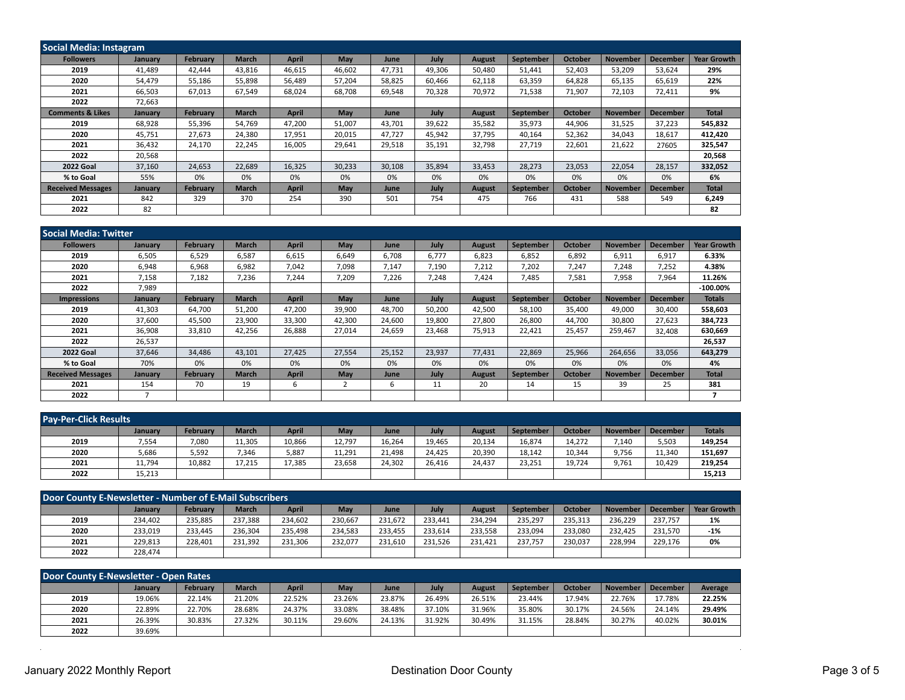## Social Media: Instagram

| Followers | January | February | March | April | May | June | July | August | September | October | November | December | Year Growth |
|---|---|---|---|---|---|---|---|---|---|---|---|---|---|
| 2019 | 41,489 | 42,444 | 43,816 | 46,615 | 46,602 | 47,731 | 49,306 | 50,480 | 51,441 | 52,403 | 53,209 | 53,624 | **29%** |
| 2020 | 54,479 | 55,186 | 55,898 | 56,489 | 57,204 | 58,825 | 60,466 | 62,118 | 63,359 | 64,828 | 65,135 | 65,619 | **22%** |
| 2021 | 66,503 | 67,013 | 67,549 | 68,024 | 68,708 | 69,548 | 70,328 | 70,972 | 71,538 | 71,907 | 72,103 | 72,411 | **9%** |
| 2022 | 72,663 | | | | | | | | | | | | |
| **Comments & Likes** | **January** | **February** | **March** | **April** | **May** | **June** | **July** | **August** | **September** | **October** | **November** | **December** | **Total** |
| 2019 | 68,928 | 55,396 | 54,769 | 47,200 | 51,007 | 43,701 | 39,622 | 35,582 | 35,973 | 44,906 | 31,525 | 37,223 | **545,832** |
| 2020 | 45,751 | 27,673 | 24,380 | 17,951 | 20,015 | 47,727 | 45,942 | 37,795 | 40,164 | 52,362 | 34,043 | 18,617 | **412,420** |
| 2021 | 36,432 | 24,170 | 22,245 | 16,005 | 29,641 | 29,518 | 35,191 | 32,798 | 27,719 | 22,601 | 21,622 | 27605 | **325,547** |
| 2022 | 20,568 | | | | | | | | | | | | **20,568** |
| **2022 Goal** | 37,160 | 24,653 | 22,689 | 16,325 | 30,233 | 30,108 | 35,894 | 33,453 | 28,273 | 23,053 | 22,054 | 28,157 | **332,052** |
| **% to Goal** | 55% | 0% | 0% | 0% | 0% | 0% | 0% | 0% | 0% | 0% | 0% | 0% | **6%** |
| **Received Messages** | **January** | **February** | **March** | **April** | **May** | **June** | **July** | **August** | **September** | **October** | **November** | **December** | **Total** |
| 2021 | 842 | 329 | 370 | 254 | 390 | 501 | 754 | 475 | 766 | 431 | 588 | 549 | **6,249** |
| 2022 | 82 | | | | | | | | | | | | **82** |

## Social Media: Twitter

| Followers | January | February | March | April | May | June | July | August | September | October | November | December | Year Growth |
|---|---|---|---|---|---|---|---|---|---|---|---|---|---|
| 2019 | 6,505 | 6,529 | 6,587 | 6,615 | 6,649 | 6,708 | 6,777 | 6,823 | 6,852 | 6,892 | 6,911 | 6,917 | **6.33%** |
| 2020 | 6,948 | 6,968 | 6,982 | 7,042 | 7,098 | 7,147 | 7,190 | 7,212 | 7,202 | 7,247 | 7,248 | 7,252 | **4.38%** |
| 2021 | 7,158 | 7,182 | 7,236 | 7,244 | 7,209 | 7,226 | 7,248 | 7,424 | 7,485 | 7,581 | 7,958 | 7,964 | **11.26%** |
| 2022 | 7,989 | | | | | | | | | | | | **-100.00%** |
| **Impressions** | **January** | **February** | **March** | **April** | **May** | **June** | **July** | **August** | **September** | **October** | **November** | **December** | **Totals** |
| 2019 | 41,303 | 64,700 | 51,200 | 47,200 | 39,900 | 48,700 | 50,200 | 42,500 | 58,100 | 35,400 | 49,000 | 30,400 | **558,603** |
| 2020 | 37,600 | 45,500 | 23,900 | 33,300 | 42,300 | 24,600 | 19,800 | 27,800 | 26,800 | 44,700 | 30,800 | 27,623 | **384,723** |
| 2021 | 36,908 | 33,810 | 42,256 | 26,888 | 27,014 | 24,659 | 23,468 | 75,913 | 22,421 | 25,457 | 259,467 | 32,408 | **630,669** |
| 2022 | 26,537 | | | | | | | | | | | | **26,537** |
| **2022 Goal** | 37,646 | 34,486 | 43,101 | 27,425 | 27,554 | 25,152 | 23,937 | 77,431 | 22,869 | 25,966 | 264,656 | 33,056 | **643,279** |
| **% to Goal** | 70% | 0% | 0% | 0% | 0% | 0% | 0% | 0% | 0% | 0% | 0% | 0% | **4%** |
| **Received Messages** | **January** | **February** | **March** | **April** | **May** | **June** | **July** | **August** | **September** | **October** | **November** | **December** | **Total** |
| 2021 | 154 | 70 | 19 | 6 | 2 | 6 | 11 | 20 | 14 | 15 | 39 | 25 | **381** |
| 2022 | 7 | | | | | | | | | | | | **7** |

## Pay-Per-Click Results

| | January | February | March | April | May | June | July | August | September | October | November | December | Totals |
|---|---|---|---|---|---|---|---|---|---|---|---|---|---|
| 2019 | 7,554 | 7,080 | 11,305 | 10,866 | 12,797 | 16,264 | 19,465 | 20,134 | 16,874 | 14,272 | 7,140 | 5,503 | **149,254** |
| 2020 | 5,686 | 5,592 | 7,346 | 5,887 | 11,291 | 21,498 | 24,425 | 20,390 | 18,142 | 10,344 | 9,756 | 11,340 | **151,697** |
| 2021 | 11,794 | 10,882 | 17,215 | 17,385 | 23,658 | 24,302 | 26,416 | 24,437 | 23,251 | 19,724 | 9,761 | 10,429 | **219,254** |
| 2022 | 15,213 | | | | | | | | | | | | **15,213** |

## Door County E-Newsletter - Number of E-Mail Subscribers

| | January | February | March | April | May | June | July | August | September | October | November | December | Year Growth |
|---|---|---|---|---|---|---|---|---|---|---|---|---|---|
| 2019 | 234,402 | 235,885 | 237,388 | 234,602 | 230,667 | 231,672 | 233,441 | 234,294 | 235,297 | 235,313 | 236,229 | 237,757 | **1%** |
| 2020 | 233,019 | 233,445 | 236,304 | 235,498 | 234,583 | 233,455 | 233,614 | 233,558 | 233,094 | 233,080 | 232,425 | 231,570 | **-1%** |
| 2021 | 229,813 | 228,401 | 231,392 | 231,306 | 232,077 | 231,610 | 231,526 | 231,421 | 237,757 | 230,037 | 228,994 | 229,176 | **0%** |
| 2022 | 228,474 | | | | | | | | | | | | |

## Door County E-Newsletter - Open Rates

| | January | February | March | April | May | June | July | August | September | October | November | December | Average |
|---|---|---|---|---|---|---|---|---|---|---|---|---|---|
| 2019 | 19.06% | 22.14% | 21.20% | 22.52% | 23.26% | 23.87% | 26.49% | 26.51% | 23.44% | 17.94% | 22.76% | 17.78% | **22.25%** |
| 2020 | 22.89% | 22.70% | 28.68% | 24.37% | 33.08% | 38.48% | 37.10% | 31.96% | 35.80% | 30.17% | 24.56% | 24.14% | **29.49%** |
| 2021 | 26.39% | 30.83% | 27.32% | 30.11% | 29.60% | 24.13% | 31.92% | 30.49% | 31.15% | 28.84% | 30.27% | 40.02% | **30.01%** |
| 2022 | 39.69% | | | | | | | | | | | | |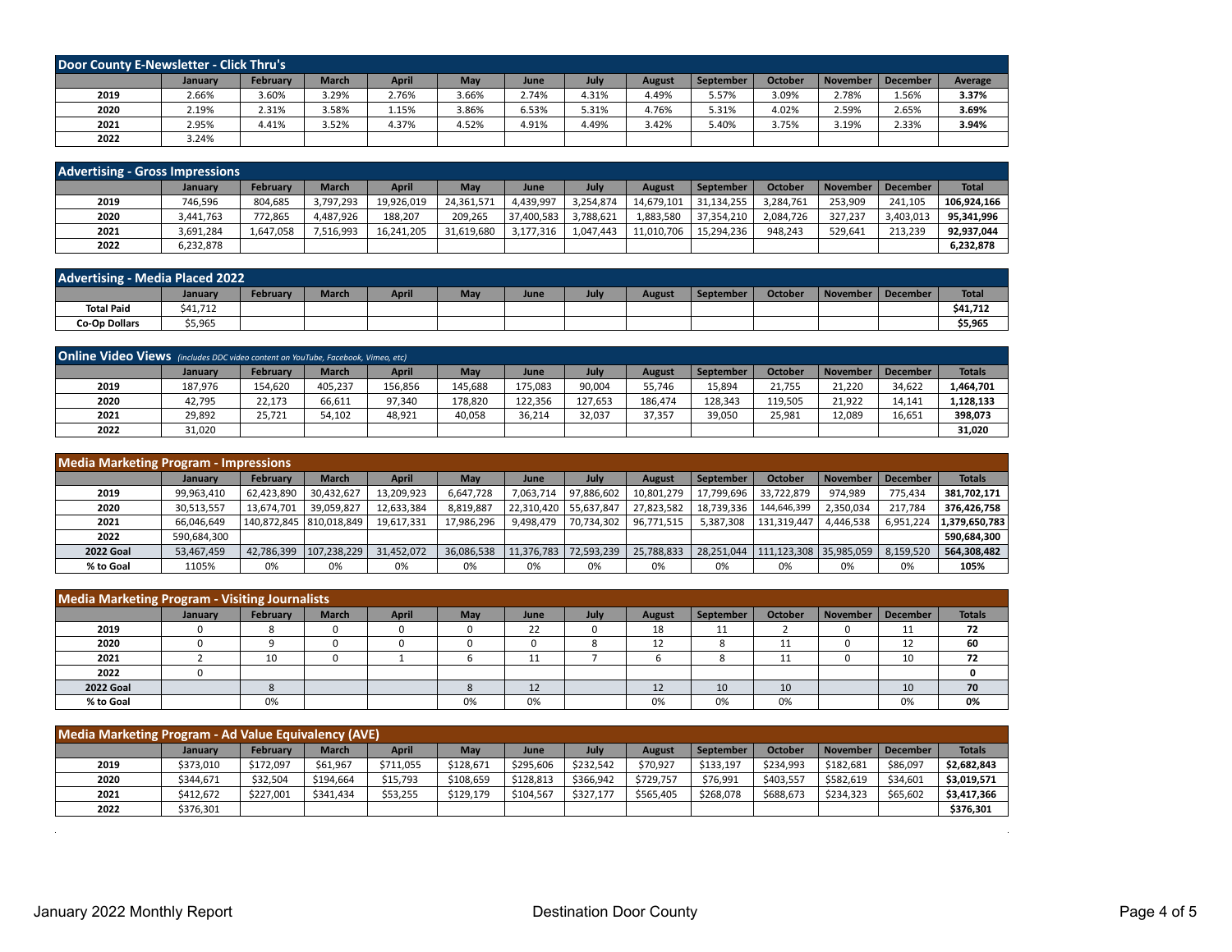## Door County E-Newsletter - Click Thru's

| | January | February | March | April | May | June | July | August | September | October | November | December | Average |
|---|---|---|---|---|---|---|---|---|---|---|---|---|---|
| 2019 | 2.66% | 3.60% | 3.29% | 2.76% | 3.66% | 2.74% | 4.31% | 4.49% | 5.57% | 3.09% | 2.78% | 1.56% | **3.37%** |
| 2020 | 2.19% | 2.31% | 3.58% | 1.15% | 3.86% | 6.53% | 5.31% | 4.76% | 5.31% | 4.02% | 2.59% | 2.65% | **3.69%** |
| 2021 | 2.95% | 4.41% | 3.52% | 4.37% | 4.52% | 4.91% | 4.49% | 3.42% | 5.40% | 3.75% | 3.19% | 2.33% | **3.94%** |
| 2022 | 3.24% | | | | | | | | | | | | |

## Advertising - Gross Impressions

| | January | February | March | April | May | June | July | August | September | October | November | December | Total |
|---|---|---|---|---|---|---|---|---|---|---|---|---|---|
| 2019 | 746,596 | 804,685 | 3,797,293 | 19,926,019 | 24,361,571 | 4,439,997 | 3,254,874 | 14,679,101 | 31,134,255 | 3,284,761 | 253,909 | 241,105 | **106,924,166** |
| 2020 | 3,441,763 | 772,865 | 4,487,926 | 188,207 | 209,265 | 37,400,583 | 3,788,621 | 1,883,580 | 37,354,210 | 2,084,726 | 327,237 | 3,403,013 | **95,341,996** |
| 2021 | 3,691,284 | 1,647,058 | 7,516,993 | 16,241,205 | 31,619,680 | 3,177,316 | 1,047,443 | 11,010,706 | 15,294,236 | 948,243 | 529,641 | 213,239 | **92,937,044** |
| 2022 | 6,232,878 | | | | | | | | | | | | **6,232,878** |

## Advertising - Media Placed 2022

| | January | February | March | April | May | June | July | August | September | October | November | December | Total |
|---|---|---|---|---|---|---|---|---|---|---|---|---|---|
| Total Paid | $41,712 | | | | | | | | | | | | **$41,712** |
| Co-Op Dollars | $5,965 | | | | | | | | | | | | **$5,965** |

## Online Video Views *(includes DDC video content on YouTube, Facebook, Vimeo, etc)*

| | January | February | March | April | May | June | July | August | September | October | November | December | Totals |
|---|---|---|---|---|---|---|---|---|---|---|---|---|---|
| 2019 | 187,976 | 154,620 | 405,237 | 156,856 | 145,688 | 175,083 | 90,004 | 55,746 | 15,894 | 21,755 | 21,220 | 34,622 | **1,464,701** |
| 2020 | 42,795 | 22,173 | 66,611 | 97,340 | 178,820 | 122,356 | 127,653 | 186,474 | 128,343 | 119,505 | 21,922 | 14,141 | **1,128,133** |
| 2021 | 29,892 | 25,721 | 54,102 | 48,921 | 40,058 | 36,214 | 32,037 | 37,357 | 39,050 | 25,981 | 12,089 | 16,651 | **398,073** |
| 2022 | 31,020 | | | | | | | | | | | | **31,020** |

## Media Marketing Program - Impressions

| | January | February | March | April | May | June | July | August | September | October | November | December | Totals |
|---|---|---|---|---|---|---|---|---|---|---|---|---|---|
| 2019 | 99,963,410 | 62,423,890 | 30,432,627 | 13,209,923 | 6,647,728 | 7,063,714 | 97,886,602 | 10,801,279 | 17,799,696 | 33,722,879 | 974,989 | 775,434 | **381,702,171** |
| 2020 | 30,513,557 | 13,674,701 | 39,059,827 | 12,633,384 | 8,819,887 | 22,310,420 | 55,637,847 | 27,823,582 | 18,739,336 | 144,646,399 | 2,350,034 | 217,784 | **376,426,758** |
| 2021 | 66,046,649 | 140,872,845 | 810,018,849 | 19,617,331 | 17,986,296 | 9,498,479 | 70,734,302 | 96,771,515 | 5,387,308 | 131,319,447 | 4,446,538 | 6,951,224 | **1,379,650,783** |
| 2022 | 590,684,300 | | | | | | | | | | | | **590,684,300** |
| 2022 Goal | 53,467,459 | 42,786,399 | 107,238,229 | 31,452,072 | 36,086,538 | 11,376,783 | 72,593,239 | 25,788,833 | 28,251,044 | 111,123,308 | 35,985,059 | 8,159,520 | **564,308,482** |
| % to Goal | 1105% | 0% | 0% | 0% | 0% | 0% | 0% | 0% | 0% | 0% | 0% | 0% | **105%** |

## Media Marketing Program - Visiting Journalists

| | January | February | March | April | May | June | July | August | September | October | November | December | Totals |
|---|---|---|---|---|---|---|---|---|---|---|---|---|---|
| 2019 | 0 | 8 | 0 | 0 | 0 | 22 | 0 | 18 | 11 | 2 | 0 | 11 | **72** |
| 2020 | 0 | 9 | 0 | 0 | 0 | 0 | 8 | 12 | 8 | 11 | 0 | 12 | **60** |
| 2021 | 2 | 10 | 0 | 1 | 6 | 11 | 7 | 6 | 8 | 11 | 0 | 10 | **72** |
| 2022 | 0 | | | | | | | | | | | | **0** |
| 2022 Goal | | 8 | | | 8 | 12 | | 12 | 10 | 10 | | 10 | **70** |
| % to Goal | | 0% | | | 0% | 0% | | 0% | 0% | 0% | | 0% | **0%** |

## Media Marketing Program - Ad Value Equivalency (AVE)

| | January | February | March | April | May | June | July | August | September | October | November | December | Totals |
|---|---|---|---|---|---|---|---|---|---|---|---|---|---|
| 2019 | $373,010 | $172,097 | $61,967 | $711,055 | $128,671 | $295,606 | $232,542 | $70,927 | $133,197 | $234,993 | $182,681 | $86,097 | **$2,682,843** |
| 2020 | $344,671 | $32,504 | $194,664 | $15,793 | $108,659 | $128,813 | $366,942 | $729,757 | $76,991 | $403,557 | $582,619 | $34,601 | **$3,019,571** |
| 2021 | $412,672 | $227,001 | $341,434 | $53,255 | $129,179 | $104,567 | $327,177 | $565,405 | $268,078 | $688,673 | $234,323 | $65,602 | **$3,417,366** |
| 2022 | $376,301 | | | | | | | | | | | | **$376,301** |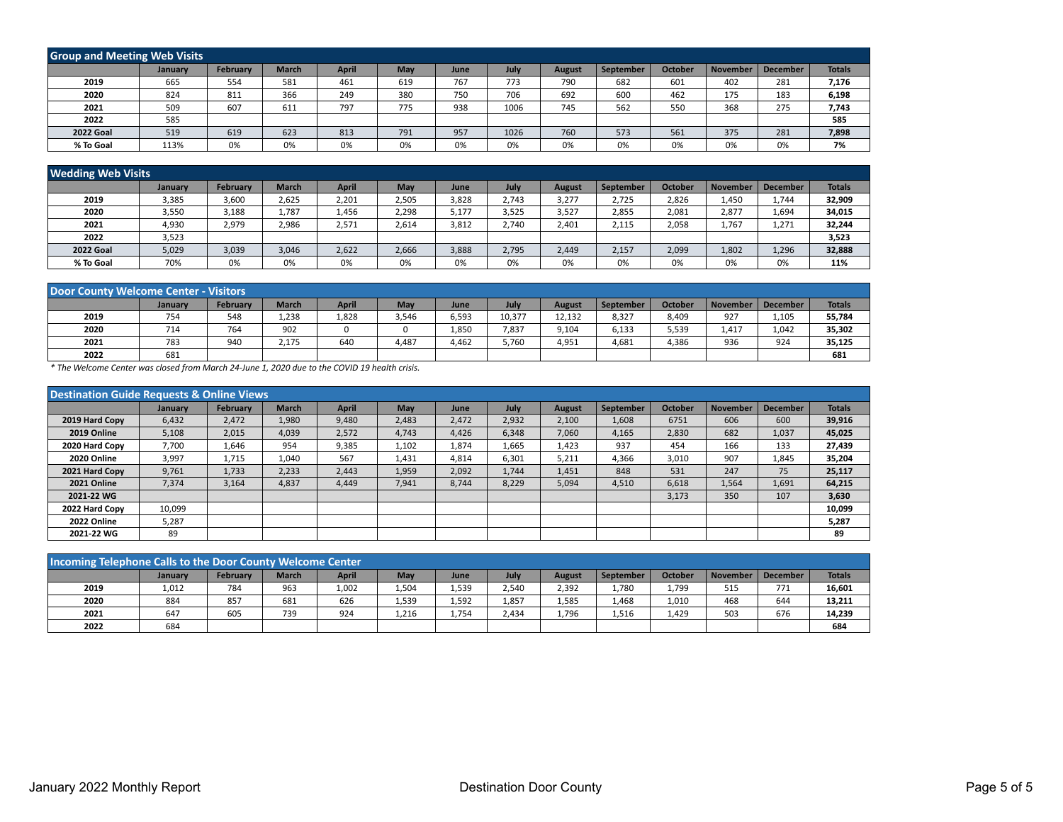## Group and Meeting Web Visits

| | January | February | March | April | May | June | July | August | September | October | November | December | Totals |
|---|---|---|---|---|---|---|---|---|---|---|---|---|---|
| **2019** | 665 | 554 | 581 | 461 | 619 | 767 | 773 | 790 | 682 | 601 | 402 | 281 | **7,176** |
| **2020** | 824 | 811 | 366 | 249 | 380 | 750 | 706 | 692 | 600 | 462 | 175 | 183 | **6,198** |
| **2021** | 509 | 607 | 611 | 797 | 775 | 938 | 1006 | 745 | 562 | 550 | 368 | 275 | **7,743** |
| **2022** | 585 | | | | | | | | | | | | **585** |
| **2022 Goal** | 519 | 619 | 623 | 813 | 791 | 957 | 1026 | 760 | 573 | 561 | 375 | 281 | **7,898** |
| **% To Goal** | 113% | 0% | 0% | 0% | 0% | 0% | 0% | 0% | 0% | 0% | 0% | 0% | **7%** |

## Wedding Web Visits

| | January | February | March | April | May | June | July | August | September | October | November | December | Totals |
|---|---|---|---|---|---|---|---|---|---|---|---|---|---|
| **2019** | 3,385 | 3,600 | 2,625 | 2,201 | 2,505 | 3,828 | 2,743 | 3,277 | 2,725 | 2,826 | 1,450 | 1,744 | **32,909** |
| **2020** | 3,550 | 3,188 | 1,787 | 1,456 | 2,298 | 5,177 | 3,525 | 3,527 | 2,855 | 2,081 | 2,877 | 1,694 | **34,015** |
| **2021** | 4,930 | 2,979 | 2,986 | 2,571 | 2,614 | 3,812 | 2,740 | 2,401 | 2,115 | 2,058 | 1,767 | 1,271 | **32,244** |
| **2022** | 3,523 | | | | | | | | | | | | **3,523** |
| **2022 Goal** | 5,029 | 3,039 | 3,046 | 2,622 | 2,666 | 3,888 | 2,795 | 2,449 | 2,157 | 2,099 | 1,802 | 1,296 | **32,888** |
| **% To Goal** | 70% | 0% | 0% | 0% | 0% | 0% | 0% | 0% | 0% | 0% | 0% | 0% | **11%** |

## Door County Welcome Center - Visitors

| | January | February | March | April | May | June | July | August | September | October | November | December | Totals |
|---|---|---|---|---|---|---|---|---|---|---|---|---|---|
| **2019** | 754 | 548 | 1,238 | 1,828 | 3,546 | 6,593 | 10,377 | 12,132 | 8,327 | 8,409 | 927 | 1,105 | **55,784** |
| **2020** | 714 | 764 | 902 | 0 | 0 | 1,850 | 7,837 | 9,104 | 6,133 | 5,539 | 1,417 | 1,042 | **35,302** |
| **2021** | 783 | 940 | 2,175 | 640 | 4,487 | 4,462 | 5,760 | 4,951 | 4,681 | 4,386 | 936 | 924 | **35,125** |
| **2022** | 681 | | | | | | | | | | | | **681** |

*\* The Welcome Center was closed from March 24-June 1, 2020 due to the COVID 19 health crisis.*

## Destination Guide Requests & Online Views

| | January | February | March | April | May | June | July | August | September | October | November | December | Totals |
|---|---|---|---|---|---|---|---|---|---|---|---|---|---|
| **2019 Hard Copy** | 6,432 | 2,472 | 1,980 | 9,480 | 2,483 | 2,472 | 2,932 | 2,100 | 1,608 | 6751 | 606 | 600 | **39,916** |
| **2019 Online** | 5,108 | 2,015 | 4,039 | 2,572 | 4,743 | 4,426 | 6,348 | 7,060 | 4,165 | 2,830 | 682 | 1,037 | **45,025** |
| **2020 Hard Copy** | 7,700 | 1,646 | 954 | 9,385 | 1,102 | 1,874 | 1,665 | 1,423 | 937 | 454 | 166 | 133 | **27,439** |
| **2020 Online** | 3,997 | 1,715 | 1,040 | 567 | 1,431 | 4,814 | 6,301 | 5,211 | 4,366 | 3,010 | 907 | 1,845 | **35,204** |
| **2021 Hard Copy** | 9,761 | 1,733 | 2,233 | 2,443 | 1,959 | 2,092 | 1,744 | 1,451 | 848 | 531 | 247 | 75 | **25,117** |
| **2021 Online** | 7,374 | 3,164 | 4,837 | 4,449 | 7,941 | 8,744 | 8,229 | 5,094 | 4,510 | 6,618 | 1,564 | 1,691 | **64,215** |
| **2021-22 WG** | | | | | | | | | | 3,173 | 350 | 107 | **3,630** |
| **2022 Hard Copy** | 10,099 | | | | | | | | | | | | **10,099** |
| **2022 Online** | 5,287 | | | | | | | | | | | | **5,287** |
| **2021-22 WG** | 89 | | | | | | | | | | | | **89** |

## Incoming Telephone Calls to the Door County Welcome Center

| | January | February | March | April | May | June | July | August | September | October | November | December | Totals |
|---|---|---|---|---|---|---|---|---|---|---|---|---|---|
| **2019** | 1,012 | 784 | 963 | 1,002 | 1,504 | 1,539 | 2,540 | 2,392 | 1,780 | 1,799 | 515 | 771 | **16,601** |
| **2020** | 884 | 857 | 681 | 626 | 1,539 | 1,592 | 1,857 | 1,585 | 1,468 | 1,010 | 468 | 644 | **13,211** |
| **2021** | 647 | 605 | 739 | 924 | 1,216 | 1,754 | 2,434 | 1,796 | 1,516 | 1,429 | 503 | 676 | **14,239** |
| **2022** | 684 | | | | | | | | | | | | **684** |